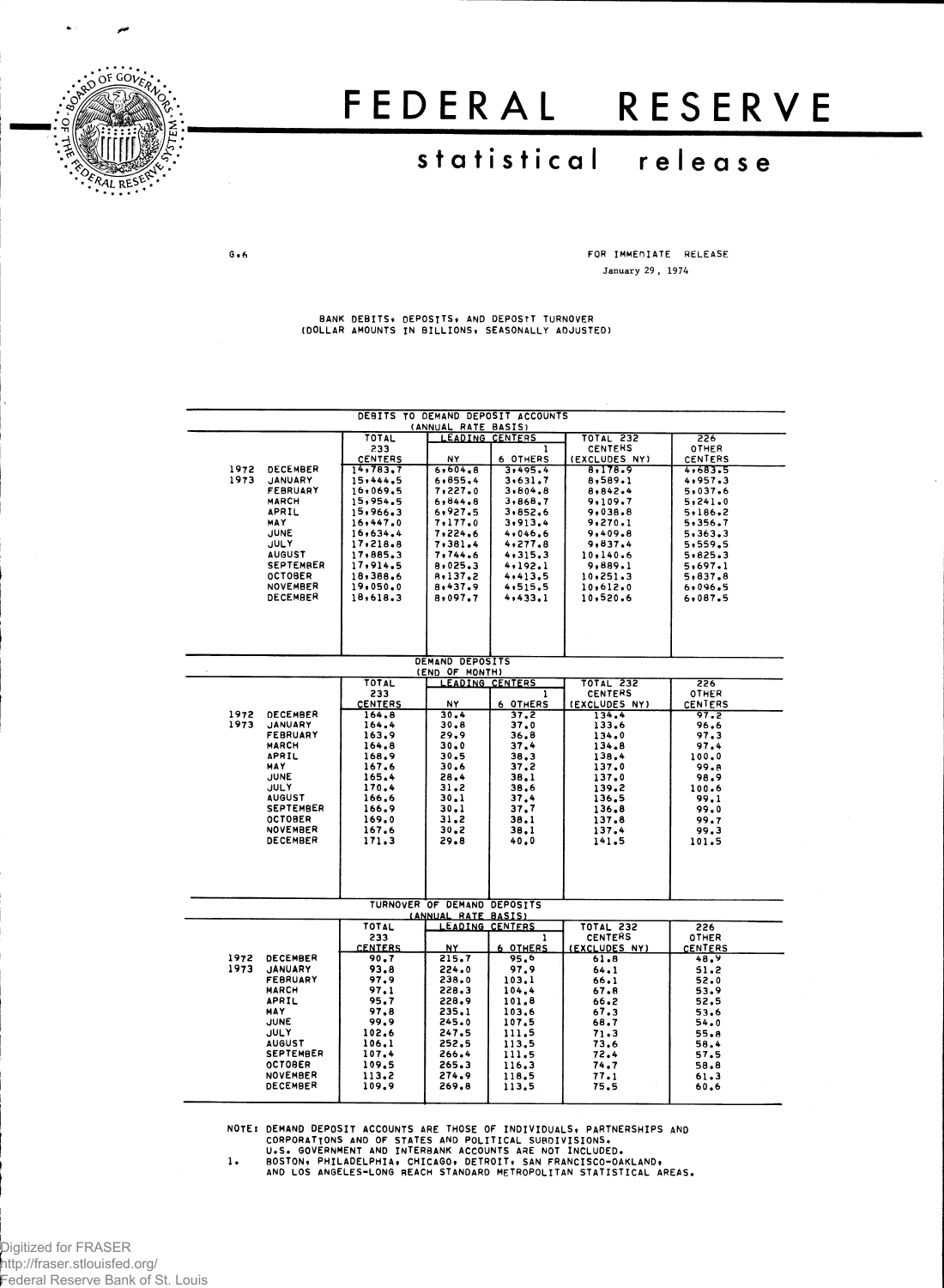# FEDERAL RESERVE

## statistical release

G.6

FOR IMMEDIATE RELEASE
January 29, 1974

BANK DEBITS, DEPOSITS, AND DEPOSIT TURNOVER
(DOLLAR AMOUNTS IN BILLIONS, SEASONALLY ADJUSTED)

### DEBITS TO DEMAND DEPOSIT ACCOUNTS (ANNUAL RATE BASIS)

| | | TOTAL 233 CENTERS | LEADING CENTERS | | TOTAL 232 CENTERS (EXCLUDES NY) | 226 OTHER CENTERS |
|---|---|---|---|---|---|---|
| | | | NY | 6 OTHERS [1] | | |
| 1972 | DECEMBER | 14,783.7 | 6,604.8 | 3,495.4 | 8,178.9 | 4,683.5 |
| 1973 | JANUARY | 15,444.5 | 6,855.4 | 3,631.7 | 8,589.1 | 4,957.3 |
| | FEBRUARY | 16,069.5 | 7,227.0 | 3,804.8 | 8,842.4 | 5,037.6 |
| | MARCH | 15,954.5 | 6,844.8 | 3,868.7 | 9,109.7 | 5,241.0 |
| | APRIL | 15,966.3 | 6,927.5 | 3,852.6 | 9,038.8 | 5,186.2 |
| | MAY | 16,447.0 | 7,177.0 | 3,913.4 | 9,270.1 | 5,356.7 |
| | JUNE | 16,634.4 | 7,224.6 | 4,046.6 | 9,409.8 | 5,363.3 |
| | JULY | 17,218.8 | 7,381.4 | 4,277.8 | 9,837.4 | 5,559.5 |
| | AUGUST | 17,885.3 | 7,744.6 | 4,315.3 | 10,140.6 | 5,825.3 |
| | SEPTEMBER | 17,914.5 | 8,025.3 | 4,192.1 | 9,889.1 | 5,697.1 |
| | OCTOBER | 18,388.6 | 8,137.2 | 4,413.5 | 10,251.3 | 5,837.8 |
| | NOVEMBER | 19,050.0 | 8,437.9 | 4,515.5 | 10,612.0 | 6,096.5 |
| | DECEMBER | 18,618.3 | 8,097.7 | 4,433.1 | 10,520.6 | 6,087.5 |

### DEMAND DEPOSITS (END OF MONTH)

| | | TOTAL 233 CENTERS | LEADING CENTERS | | TOTAL 232 CENTERS (EXCLUDES NY) | 226 OTHER CENTERS |
|---|---|---|---|---|---|---|
| | | | NY | 6 OTHERS [1] | | |
| 1972 | DECEMBER | 164.8 | 30.4 | 37.2 | 134.4 | 97.2 |
| 1973 | JANUARY | 164.4 | 30.8 | 37.0 | 133.6 | 96.6 |
| | FEBRUARY | 163.9 | 29.9 | 36.8 | 134.0 | 97.3 |
| | MARCH | 164.8 | 30.0 | 37.4 | 134.8 | 97.4 |
| | APRIL | 168.9 | 30.5 | 38.3 | 138.4 | 100.0 |
| | MAY | 167.6 | 30.6 | 37.2 | 137.0 | 99.8 |
| | JUNE | 165.4 | 28.4 | 38.1 | 137.0 | 98.9 |
| | JULY | 170.4 | 31.2 | 38.6 | 139.2 | 100.6 |
| | AUGUST | 166.6 | 30.1 | 37.4 | 136.5 | 99.1 |
| | SEPTEMBER | 166.9 | 30.1 | 37.7 | 136.8 | 99.0 |
| | OCTOBER | 169.0 | 31.2 | 38.1 | 137.8 | 99.7 |
| | NOVEMBER | 167.6 | 30.2 | 38.1 | 137.4 | 99.3 |
| | DECEMBER | 171.3 | 29.8 | 40.0 | 141.5 | 101.5 |

### TURNOVER OF DEMAND DEPOSITS (ANNUAL RATE BASIS)

| | | TOTAL 233 CENTERS | LEADING CENTERS | | TOTAL 232 CENTERS (EXCLUDES NY) | 226 OTHER CENTERS |
|---|---|---|---|---|---|---|
| | | | NY | 6 OTHERS [1] | | |
| 1972 | DECEMBER | 90.7 | 215.7 | 95.6 | 61.8 | 48.9 |
| 1973 | JANUARY | 93.8 | 224.0 | 97.9 | 64.1 | 51.2 |
| | FEBRUARY | 97.9 | 238.0 | 103.1 | 66.1 | 52.0 |
| | MARCH | 97.1 | 228.3 | 104.4 | 67.8 | 53.9 |
| | APRIL | 95.7 | 228.9 | 101.8 | 66.2 | 52.5 |
| | MAY | 97.8 | 235.1 | 103.6 | 67.3 | 53.6 |
| | JUNE | 99.9 | 245.0 | 107.5 | 68.7 | 54.0 |
| | JULY | 102.6 | 247.5 | 111.5 | 71.3 | 55.8 |
| | AUGUST | 106.1 | 252.5 | 113.5 | 73.6 | 58.4 |
| | SEPTEMBER | 107.4 | 266.4 | 111.5 | 72.4 | 57.5 |
| | OCTOBER | 109.5 | 265.3 | 116.3 | 74.7 | 58.8 |
| | NOVEMBER | 113.2 | 274.9 | 118.5 | 77.1 | 61.3 |
| | DECEMBER | 109.9 | 269.8 | 113.5 | 75.5 | 60.6 |

NOTE: DEMAND DEPOSIT ACCOUNTS ARE THOSE OF INDIVIDUALS, PARTNERSHIPS AND CORPORATIONS AND OF STATES AND POLITICAL SUBDIVISIONS. U.S. GOVERNMENT AND INTERBANK ACCOUNTS ARE NOT INCLUDED.

1. BOSTON, PHILADELPHIA, CHICAGO, DETROIT, SAN FRANCISCO-OAKLAND, AND LOS ANGELES-LONG BEACH STANDARD METROPOLITAN STATISTICAL AREAS.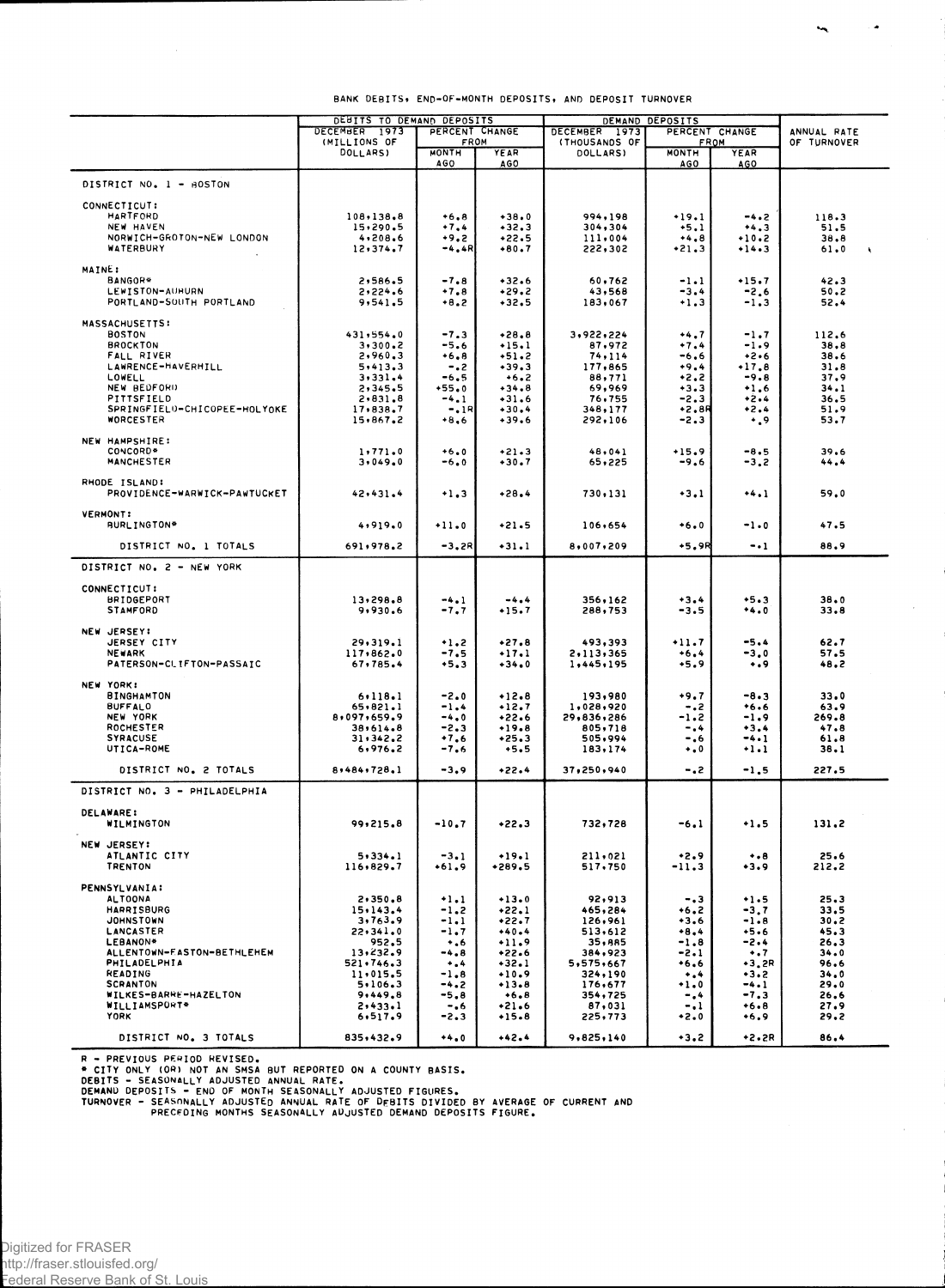BANK DEBITS, END-OF-MONTH DEPOSITS, AND DEPOSIT TURNOVER

| | DEBITS TO DEMAND DEPOSITS | | | DEMAND DEPOSITS | | | ANNUAL RATE OF TURNOVER |
|---|---|---|---|---|---|---|---|
| | DECEMBER 1973 (MILLIONS OF DOLLARS) | PERCENT CHANGE FROM | | DECEMBER 1973 (THOUSANDS OF DOLLARS) | PERCENT CHANGE FROM | | |
| | | MONTH AGO | YEAR AGO | | MONTH AGO | YEAR AGO | |
| **DISTRICT NO. 1 - BOSTON** | | | | | | | |
| CONNECTICUT: | | | | | | | |
| HARTFORD | 108,138.8 | +6.8 | +38.0 | 994,198 | +19.1 | -4.2 | 118.3 |
| NEW HAVEN | 15,290.5 | +7.4 | +32.3 | 304,304 | +5.1 | +4.3 | 51.5 |
| NORWICH-GROTON-NEW LONDON | 4,208.6 | +9.2 | +22.5 | 111,004 | +4.8 | +10.2 | 38.8 |
| WATERBURY | 12,374.7 | -4.4R | +80.7 | 222,302 | +21.3 | +14.3 | 61.0 |
| MAINE: | | | | | | | |
| BANGOR* | 2,586.5 | -7.8 | +32.6 | 60,762 | -1.1 | +15.7 | 42.3 |
| LEWISTON-AUBURN | 2,224.6 | +7.8 | +29.2 | 43,568 | -3.4 | -2.6 | 50.2 |
| PORTLAND-SOUTH PORTLAND | 9,541.5 | +8.2 | +32.5 | 183,067 | +1.3 | -1.3 | 52.4 |
| MASSACHUSETTS: | | | | | | | |
| BOSTON | 431,554.0 | -7.3 | +28.8 | 3,922,224 | +4.7 | -1.7 | 112.6 |
| BROCKTON | 3,300.2 | -5.6 | +15.1 | 87,972 | +7.4 | -1.9 | 38.8 |
| FALL RIVER | 2,960.3 | +6.8 | +51.2 | 74,114 | -6.6 | +2.6 | 38.6 |
| LAWRENCE-HAVERHILL | 5,413.3 | -.2 | +39.3 | 177,865 | +9.4 | +17.8 | 31.8 |
| LOWELL | 3,331.4 | -6.5 | +6.2 | 88,771 | +2.2 | -9.8 | 37.9 |
| NEW BEDFORD | 2,345.5 | +55.0 | +34.8 | 69,969 | +3.3 | +1.6 | 34.1 |
| PITTSFIELD | 2,831.8 | -4.1 | +31.6 | 76,755 | -2.3 | +2.4 | 36.5 |
| SPRINGFIELD-CHICOPEE-HOLYOKE | 17,838.7 | -.1R | +30.4 | 348,177 | +2.8R | +2.4 | 51.9 |
| WORCESTER | 15,867.2 | +8.6 | +39.6 | 292,106 | -2.3 | +.9 | 53.7 |
| NEW HAMPSHIRE: | | | | | | | |
| CONCORD* | 1,771.0 | +6.0 | +21.3 | 48,041 | +15.9 | -8.5 | 39.6 |
| MANCHESTER | 3,049.0 | -6.0 | +30.7 | 65,225 | -9.6 | -3.2 | 44.4 |
| RHODE ISLAND: | | | | | | | |
| PROVIDENCE-WARWICK-PAWTUCKET | 42,431.4 | +1.3 | +28.4 | 730,131 | +3.1 | +4.1 | 59.0 |
| VERMONT: | | | | | | | |
| BURLINGTON* | 4,919.0 | +11.0 | +21.5 | 106,654 | +6.0 | -1.0 | 47.5 |
| DISTRICT NO. 1 TOTALS | 691,978.2 | -3.2R | +31.1 | 8,007,209 | +5.9R | -.1 | 88.9 |
| **DISTRICT NO. 2 - NEW YORK** | | | | | | | |
| CONNECTICUT: | | | | | | | |
| BRIDGEPORT | 13,298.8 | -4.1 | -4.4 | 356,162 | +3.4 | +5.3 | 38.0 |
| STAMFORD | 9,930.6 | -7.7 | +15.7 | 288,753 | -3.5 | +4.0 | 33.8 |
| NEW JERSEY: | | | | | | | |
| JERSEY CITY | 29,319.1 | +1.2 | +27.8 | 493,393 | +11.7 | -5.4 | 62.7 |
| NEWARK | 117,862.0 | -7.5 | +17.1 | 2,113,365 | +6.4 | -3.0 | 57.5 |
| PATERSON-CLIFTON-PASSAIC | 67,785.4 | +5.3 | +34.0 | 1,445,195 | +5.9 | +.9 | 48.2 |
| NEW YORK: | | | | | | | |
| BINGHAMTON | 6,118.1 | -2.0 | +12.8 | 193,980 | +9.7 | -8.3 | 33.0 |
| BUFFALO | 65,821.1 | -1.4 | +12.7 | 1,028,920 | -.2 | +6.6 | 63.9 |
| NEW YORK | 8,097,659.9 | -4.0 | +22.6 | 29,836,286 | -1.2 | -1.9 | 269.8 |
| ROCHESTER | 38,614.8 | -2.3 | +19.8 | 805,718 | -.4 | +3.4 | 47.8 |
| SYRACUSE | 31,342.2 | +7.6 | +25.3 | 505,994 | -.6 | -4.1 | 61.8 |
| UTICA-ROME | 6,976.2 | -7.6 | +5.5 | 183,174 | +.0 | +1.1 | 38.1 |
| DISTRICT NO. 2 TOTALS | 8,484,728.1 | -3.9 | +22.4 | 37,250,940 | -.2 | -1.5 | 227.5 |
| **DISTRICT NO. 3 - PHILADELPHIA** | | | | | | | |
| DELAWARE: | | | | | | | |
| WILMINGTON | 99,215.8 | -10.7 | +22.3 | 732,728 | -6.1 | +1.5 | 131.2 |
| NEW JERSEY: | | | | | | | |
| ATLANTIC CITY | 5,334.1 | -3.1 | +19.1 | 211,021 | +2.9 | +.8 | 25.6 |
| TRENTON | 116,829.7 | +61.9 | +289.5 | 517,750 | -11.3 | +3.9 | 212.2 |
| PENNSYLVANIA: | | | | | | | |
| ALTOONA | 2,350.8 | +1.1 | +13.0 | 92,913 | -.3 | +1.5 | 25.3 |
| HARRISBURG | 15,143.4 | -1.2 | +22.1 | 465,284 | +6.2 | -3.7 | 33.5 |
| JOHNSTOWN | 3,763.9 | -1.1 | +22.7 | 126,961 | +3.6 | -1.8 | 30.2 |
| LANCASTER | 22,341.0 | -1.7 | +40.4 | 513,612 | +8.4 | +5.6 | 45.3 |
| LEBANON* | 952.5 | +.6 | +11.9 | 35,885 | -1.8 | -2.4 | 26.3 |
| ALLENTOWN-EASTON-BETHLEHEM | 13,232.9 | -4.8 | +22.6 | 384,923 | -2.1 | +.7 | 34.0 |
| PHILADELPHIA | 521,746.3 | +.4 | +32.1 | 5,575,667 | +6.6 | +3.2R | 96.6 |
| READING | 11,015.5 | -1.8 | +10.9 | 324,190 | +.4 | +3.2 | 34.0 |
| SCRANTON | 5,106.3 | -4.2 | +13.8 | 176,677 | +1.0 | -4.1 | 29.0 |
| WILKES-BARRE-HAZELTON | 9,449.8 | -5.8 | +6.8 | 354,725 | -.4 | -7.3 | 26.6 |
| WILLIAMSPORT* | 2,433.1 | -.6 | +21.6 | 87,031 | -.1 | +6.8 | 27.9 |
| YORK | 6,517.9 | -2.3 | +15.8 | 225,773 | +2.0 | +6.9 | 29.2 |
| DISTRICT NO. 3 TOTALS | 835,432.9 | +4.0 | +42.4 | 9,825,140 | +3.2 | +2.2R | 86.4 |

R - PREVIOUS PERIOD REVISED.
* CITY ONLY (OR) NOT AN SMSA BUT REPORTED ON A COUNTY BASIS.
DEBITS - SEASONALLY ADJUSTED ANNUAL RATE.
DEMAND DEPOSITS - END OF MONTH SEASONALLY ADJUSTED FIGURES.
TURNOVER - SEASONALLY ADJUSTED ANNUAL RATE OF DEBITS DIVIDED BY AVERAGE OF CURRENT AND PRECEDING MONTHS SEASONALLY ADJUSTED DEMAND DEPOSITS FIGURE.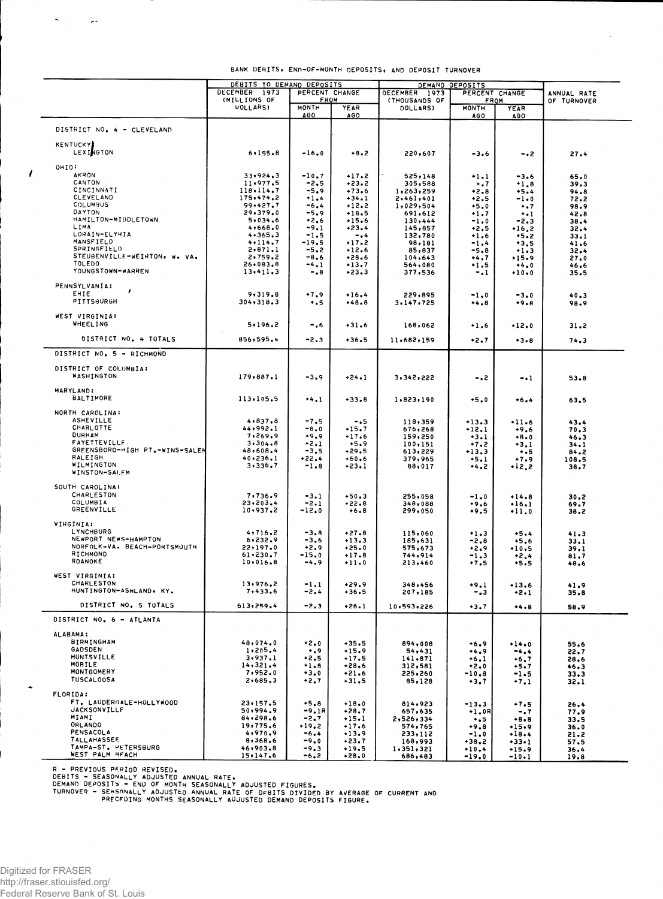BANK DEBITS, END-OF-MONTH DEPOSITS, AND DEPOSIT TURNOVER

| | DEBITS TO DEMAND DEPOSITS | | | DEMAND DEPOSITS | | | ANNUAL RATE OF TURNOVER |
|---|---|---|---|---|---|---|---|
| | DECEMBER 1973 (MILLIONS OF DOLLARS) | PERCENT CHANGE FROM | | DECEMBER 1973 (THOUSANDS OF DOLLARS) | PERCENT CHANGE FROM | | |
| | | MONTH AGO | YEAR AGO | | MONTH AGO | YEAR AGO | |
| **DISTRICT NO. 4 - CLEVELAND** | | | | | | | |
| KENTUCKY: | | | | | | | |
| LEXINGTON | 6,155.8 | -16.0 | +8.2 | 220,607 | -3.6 | -.2 | 27.4 |
| OHIO: | | | | | | | |
| AKRON | 33,924.3 | -10.7 | +17.2 | 525,148 | +1.1 | -3.6 | 65.0 |
| CANTON | 11,977.5 | -2.5 | +23.2 | 305,588 | +.7 | +1.8 | 39.3 |
| CINCINNATI | 118,114.7 | -5.9 | +73.6 | 1,263,259 | +2.8 | +5.4 | 94.8 |
| CLEVELAND | 175,474.2 | +1.4 | +34.1 | 2,461,401 | +2.5 | -1.0 | 72.2 |
| COLUMBUS | 99,427.7 | -6.4 | +12.2 | 1,029,504 | +5.0 | +.7 | 98.9 |
| DAYTON | 29,379.0 | -5.9 | +18.5 | 691,612 | +1.7 | +.1 | 42.8 |
| HAMILTON-MIDDLETOWN | 5,034.6 | +2.6 | +15.6 | 130,444 | -1.0 | -2.3 | 38.4 |
| LIMA | 4,668.0 | -9.1 | +23.4 | 145,857 | +2.5 | +16.2 | 32.4 |
| LORAIN-ELYRIA | 4,365.3 | -1.5 | -.4 | 132,780 | +1.6 | +5.2 | 33.1 |
| MANSFIELD | 4,114.7 | -19.5 | +17.2 | 98,181 | -1.4 | +3.5 | 41.6 |
| SPRINGFIELD | 2,871.1 | -5.2 | +12.6 | 85,837 | -5.8 | +1.3 | 32.4 |
| STEUBENVILLE-WEIRTON, W. VA. | 2,759.2 | -8.6 | +28.6 | 104,643 | +4.7 | +15.9 | 27.0 |
| TOLEDO | 26,083.8 | -4.1 | +13.7 | 564,080 | +1.5 | +4.0 | 46.6 |
| YOUNGSTOWN-WARREN | 13,411.3 | -.8 | +23.3 | 377,536 | -.1 | +10.0 | 35.5 |
| PENNSYLVANIA: | | | | | | | |
| ERIE | 9,319.8 | +7.9 | +16.4 | 229,895 | -1.0 | -3.0 | 40.3 |
| PITTSBURGH | 304,318.3 | +.5 | +48.8 | 3,147,725 | +4.8 | +9.8 | 98.9 |
| WEST VIRGINIA: | | | | | | | |
| WHEELING | 5,196.2 | -.6 | +31.6 | 168,062 | +1.6 | +12.0 | 31.2 |
| DISTRICT NO. 4 TOTALS | 856,595.4 | -2.3 | +36.5 | 11,682,159 | +2.7 | +3.8 | 74.3 |
| **DISTRICT NO. 5 - RICHMOND** | | | | | | | |
| DISTRICT OF COLUMBIA: | | | | | | | |
| WASHINGTON | 179,887.1 | -3.9 | +24.1 | 3,342,222 | -.2 | -.1 | 53.8 |
| MARYLAND: | | | | | | | |
| BALTIMORE | 113,105.5 | +4.1 | +33.8 | 1,823,190 | +5.0 | +6.4 | 63.5 |
| NORTH CAROLINA: | | | | | | | |
| ASHEVILLE | 4,837.8 | -7.5 | -.5 | 118,359 | +13.3 | +11.6 | 43.4 |
| CHARLOTTE | 44,992.1 | -8.0 | +15.7 | 676,268 | +12.1 | +9.6 | 70.3 |
| DURHAM | 7,269.9 | +9.9 | +17.6 | 159,250 | +3.1 | +8.0 | 46.3 |
| FAYETTEVILLE | 3,304.8 | +2.1 | +5.9 | 100,151 | +7.2 | +3.1 | 34.1 |
| GREENSBORO-HIGH PT.-WINS-SALEM | 48,608.4 | -3.5 | +29.5 | 613,229 | +13.3 | +.5 | 84.2 |
| RALEIGH | 40,236.1 | +22.4 | +60.6 | 379,965 | +5.1 | +7.9 | 108.5 |
| WILMINGTON | 3,336.7 | -1.8 | +23.1 | 88,017 | +4.2 | +12.2 | 38.7 |
| WINSTON-SALEM | | | | | | | |
| SOUTH CAROLINA: | | | | | | | |
| CHARLESTON | 7,736.9 | -3.1 | +50.3 | 255,058 | -1.0 | +14.8 | 30.2 |
| COLUMBIA | 23,203.4 | -2.1 | +22.8 | 348,088 | +9.6 | +16.1 | 69.7 |
| GREENVILLE | 10,937.2 | -12.0 | +6.8 | 299,050 | +9.5 | +11.0 | 38.2 |
| VIRGINIA: | | | | | | | |
| LYNCHBURG | 4,716.2 | -3.8 | +27.8 | 115,060 | +1.3 | +5.4 | 41.3 |
| NEWPORT NEWS-HAMPTON | 6,232.9 | -3.6 | +13.3 | 185,631 | -2.8 | +5.6 | 33.1 |
| NORFOLK-VA. BEACH-PORTSMOUTH | 22,197.0 | +2.9 | +25.0 | 575,673 | +2.9 | +10.5 | 39.1 |
| RICHMOND | 61,230.7 | -15.0 | +17.8 | 744,914 | -1.3 | +2.4 | 81.7 |
| ROANOKE | 10,016.8 | -4.9 | +11.0 | 213,460 | +7.5 | +5.5 | 48.6 |
| WEST VIRGINIA: | | | | | | | |
| CHARLESTON | 13,976.2 | -1.1 | +29.9 | 348,456 | +9.1 | +13.6 | 41.9 |
| HUNTINGTON-ASHLAND, KY. | 7,433.6 | -2.4 | +36.5 | 207,185 | -.3 | +2.1 | 35.8 |
| DISTRICT NO. 5 TOTALS | 613,259.4 | -2.3 | +26.1 | 10,593,226 | +3.7 | +4.8 | 58.9 |
| **DISTRICT NO. 6 - ATLANTA** | | | | | | | |
| ALABAMA: | | | | | | | |
| BIRMINGHAM | 48,074.0 | +2.0 | +35.5 | 894,008 | +6.9 | +14.0 | 55.6 |
| GADSDEN | 1,205.4 | +.9 | +15.9 | 54,431 | +4.9 | -4.4 | 22.7 |
| HUNTSVILLE | 3,937.1 | +2.5 | +17.5 | 141,871 | +6.1 | +6.7 | 28.6 |
| MOBILE | 14,321.4 | +1.8 | +28.6 | 312,581 | +2.0 | +5.7 | 46.3 |
| MONTGOMERY | 7,952.0 | +3.0 | +21.6 | 225,260 | -10.8 | -1.5 | 33.3 |
| TUSCALOOSA | 2,685.3 | +2.7 | +31.5 | 85,128 | +3.7 | +7.1 | 32.1 |
| FLORIDA: | | | | | | | |
| FT. LAUDERDALE-HOLLYWOOD | 23,157.5 | +5.8 | +18.0 | 814,923 | -13.3 | +7.5 | 26.4 |
| JACKSONVILLE | 50,994.9 | -9.1R | +28.7 | 657,635 | +1.0R | -.7 | 77.9 |
| MIAMI | 84,298.6 | -2.7 | +15.1 | 2,526,334 | +.5 | +8.8 | 33.5 |
| ORLANDO | 19,775.6 | +19.2 | +17.6 | 574,765 | +9.8 | +15.9 | 36.0 |
| PENSACOLA | 4,970.9 | -6.4 | +13.9 | 233,112 | -1.0 | +18.4 | 21.2 |
| TALLAHASSEE | 8,368.6 | -9.0 | +23.7 | 168,993 | +38.2 | +33.1 | 57.5 |
| TAMPA-ST. PETERSBURG | 46,903.8 | -9.3 | +19.5 | 1,351,321 | +10.4 | +15.9 | 36.4 |
| WEST PALM BEACH | 15,147.6 | -6.2 | +28.0 | 686,483 | -19.0 | -10.1 | 19.8 |

R - PREVIOUS PERIOD REVISED.
DEBITS - SEASONALLY ADJUSTED ANNUAL RATE.
DEMAND DEPOSITS - END OF MONTH SEASONALLY ADJUSTED FIGURES.
TURNOVER - SEASONALLY ADJUSTED ANNUAL RATE OF DEBITS DIVIDED BY AVERAGE OF CURRENT AND PRECEDING MONTHS SEASONALLY ADJUSTED DEMAND DEPOSITS FIGURE.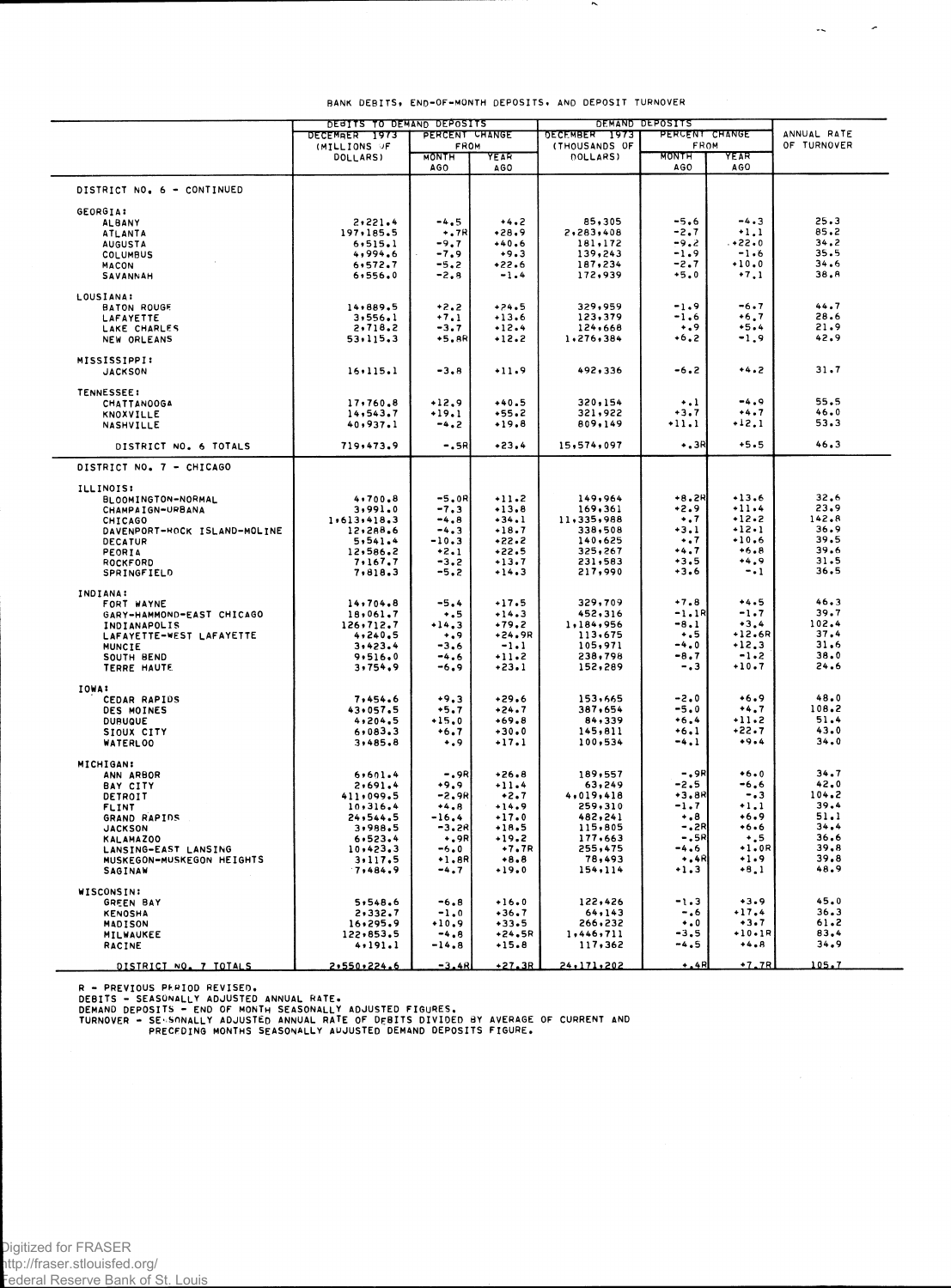BANK DEBITS, END-OF-MONTH DEPOSITS, AND DEPOSIT TURNOVER

| | DEBITS TO DEMAND DEPOSITS | | | DEMAND DEPOSITS | | | ANNUAL RATE OF TURNOVER |
|---|---|---|---|---|---|---|---|
| | DECEMBER 1973 (MILLIONS OF DOLLARS) | PERCENT CHANGE FROM | | DECEMBER 1973 (THOUSANDS OF DOLLARS) | PERCENT CHANGE FROM | | |
| | | MONTH AGO | YEAR AGO | | MONTH AGO | YEAR AGO | |
| DISTRICT NO. 6 - CONTINUED | | | | | | | |
| GEORGIA: | | | | | | | |
| ALBANY | 2,221.4 | -4.5 | +4.2 | 85,305 | -5.6 | -4.3 | 25.3 |
| ATLANTA | 197,185.5 | +.7R | +28.9 | 2,283,408 | -2.7 | +1.1 | 85.2 |
| AUGUSTA | 6,515.1 | -9.7 | +40.6 | 181,172 | -9.2 | +22.0 | 34.2 |
| COLUMBUS | 4,994.6 | -7.9 | +9.3 | 139,243 | -1.9 | -1.6 | 35.5 |
| MACON | 6,572.7 | -5.2 | +22.6 | 187,234 | -2.7 | +10.0 | 34.6 |
| SAVANNAH | 6,556.0 | -2.8 | -1.4 | 172,939 | +5.0 | +7.1 | 38.8 |
| LOUSIANA: | | | | | | | |
| BATON ROUGE | 14,889.5 | +2.2 | +24.5 | 329,959 | -1.9 | -6.7 | 44.7 |
| LAFAYETTE | 3,556.1 | +7.1 | +13.6 | 123,379 | -1.6 | +6.7 | 28.6 |
| LAKE CHARLES | 2,718.2 | -3.7 | +12.4 | 124,668 | +.9 | +5.4 | 21.9 |
| NEW ORLEANS | 53,115.3 | +5.8R | +12.2 | 1,276,384 | +6.2 | -1.9 | 42.9 |
| MISSISSIPPI: | | | | | | | |
| JACKSON | 16,115.1 | -3.8 | +11.9 | 492,336 | -6.2 | +4.2 | 31.7 |
| TENNESSEE: | | | | | | | |
| CHATTANOOGA | 17,760.8 | +12.9 | +40.5 | 320,154 | +.1 | -4.9 | 55.5 |
| KNOXVILLE | 14,543.7 | +19.1 | +55.2 | 321,922 | +3.7 | +4.7 | 46.0 |
| NASHVILLE | 40,937.1 | -4.2 | +19.8 | 809,149 | +11.1 | +12.1 | 53.3 |
| DISTRICT NO. 6 TOTALS | 719,473.9 | -.5R | +23.4 | 15,574,097 | +.3R | +5.5 | 46.3 |
| DISTRICT NO. 7 - CHICAGO | | | | | | | |
| ILLINOIS: | | | | | | | |
| BLOOMINGTON-NORMAL | 4,700.8 | -5.0R | +11.2 | 149,964 | +8.2R | +13.6 | 32.6 |
| CHAMPAIGN-URBANA | 3,991.0 | -7.3 | +13.8 | 169,361 | +2.9 | +11.4 | 23.9 |
| CHICAGO | 1,613,418.3 | -4.8 | +34.1 | 11,335,988 | +.7 | +12.2 | 142.8 |
| DAVENPORT-ROCK ISLAND-MOLINE | 12,288.6 | -4.3 | +18.7 | 338,508 | +3.1 | +12.1 | 36.9 |
| DECATUR | 5,541.4 | -10.3 | +22.2 | 140,625 | +.7 | +10.6 | 39.5 |
| PEORIA | 12,586.2 | +2.1 | +22.5 | 325,267 | +4.7 | +6.8 | 39.6 |
| ROCKFORD | 7,167.7 | -3.2 | +13.7 | 231,583 | +3.5 | +4.9 | 31.5 |
| SPRINGFIELD | 7,818.3 | -5.2 | +14.3 | 217,990 | +3.6 | -.1 | 36.5 |
| INDIANA: | | | | | | | |
| FORT WAYNE | 14,704.8 | -5.4 | +17.5 | 329,709 | +7.8 | +4.5 | 46.3 |
| GARY-HAMMOND-EAST CHICAGO | 18,061.7 | +.5 | +14.3 | 452,316 | -1.1R | -1.7 | 39.7 |
| INDIANAPOLIS | 126,712.7 | +14.3 | +79.2 | 1,184,956 | -8.1 | +3.4 | 102.4 |
| LAFAYETTE-WEST LAFAYETTE | 4,240.5 | +.9 | +24.9R | 113,675 | +.5 | +12.6R | 37.4 |
| MUNCIE | 3,423.4 | -3.6 | -1.1 | 105,971 | -4.0 | +12.3 | 31.6 |
| SOUTH BEND | 9,516.0 | -4.6 | +11.2 | 238,798 | -8.7 | -1.2 | 38.0 |
| TERRE HAUTE | 3,754.9 | -6.9 | +23.1 | 152,289 | -.3 | +10.7 | 24.6 |
| IOWA: | | | | | | | |
| CEDAR RAPIDS | 7,454.6 | +9.3 | +29.6 | 153,665 | -2.0 | +6.9 | 48.0 |
| DES MOINES | 43,057.5 | +5.7 | +24.7 | 387,654 | -5.0 | +4.7 | 108.2 |
| DUBUQUE | 4,204.5 | +15.0 | +69.8 | 84,339 | +6.4 | +11.2 | 51.4 |
| SIOUX CITY | 6,083.3 | +6.7 | +30.0 | 145,811 | +6.1 | +22.7 | 43.0 |
| WATERLOO | 3,485.8 | +.9 | +17.1 | 100,534 | -4.1 | +9.4 | 34.0 |
| MICHIGAN: | | | | | | | |
| ANN ARBOR | 6,601.4 | -.9R | +26.8 | 189,557 | -.9R | +6.0 | 34.7 |
| BAY CITY | 2,691.4 | +9.9 | +11.4 | 63,249 | -2.5 | -6.6 | 42.0 |
| DETROIT | 411,099.5 | -2.9R | +2.7 | 4,019,418 | +3.8R | -.3 | 104.2 |
| FLINT | 10,316.4 | +4.8 | +14.9 | 259,310 | -1.7 | +1.1 | 39.4 |
| GRAND RAPIDS | 24,544.5 | -16.4 | +17.0 | 482,241 | +.8 | +6.9 | 51.1 |
| JACKSON | 3,988.5 | -3.2R | +18.5 | 115,805 | -.2R | +6.6 | 34.4 |
| KALAMAZOO | 6,523.4 | +.9R | +19.2 | 177,663 | -.5R | +.5 | 36.6 |
| LANSING-EAST LANSING | 10,423.3 | -6.0 | +7.7R | 255,475 | -4.6 | +1.0R | 39.8 |
| MUSKEGON-MUSKEGON HEIGHTS | 3,117.5 | +1.8R | +8.8 | 78,493 | +.4R | +1.9 | 39.8 |
| SAGINAW | 7,484.9 | -4.7 | +19.0 | 154,114 | +1.3 | +8.1 | 48.9 |
| WISCONSIN: | | | | | | | |
| GREEN BAY | 5,548.6 | -6.8 | +16.0 | 122,426 | -1.3 | +3.9 | 45.0 |
| KENOSHA | 2,332.7 | -1.0 | +36.7 | 64,143 | -.6 | +17.4 | 36.3 |
| MADISON | 16,295.9 | +10.9 | +33.5 | 266,232 | +.0 | +3.7 | 61.2 |
| MILWAUKEE | 122,853.5 | -4.8 | +24.5R | 1,446,711 | -3.5 | +10.1R | 83.4 |
| RACINE | 4,191.1 | -14.8 | +15.8 | 117,362 | -4.5 | +4.8 | 34.9 |
| DISTRICT NO. 7 TOTALS | 2,550,224.6 | -3.4R | +27.3R | 24,171,202 | +.4R | +7.7R | 105.7 |

R - PREVIOUS PERIOD REVISED.
DEBITS - SEASONALLY ADJUSTED ANNUAL RATE.
DEMAND DEPOSITS - END OF MONTH SEASONALLY ADJUSTED FIGURES.
TURNOVER - SEASONALLY ADJUSTED ANNUAL RATE OF DEBITS DIVIDED BY AVERAGE OF CURRENT AND PRECEDING MONTHS SEASONALLY ADJUSTED DEMAND DEPOSITS FIGURE.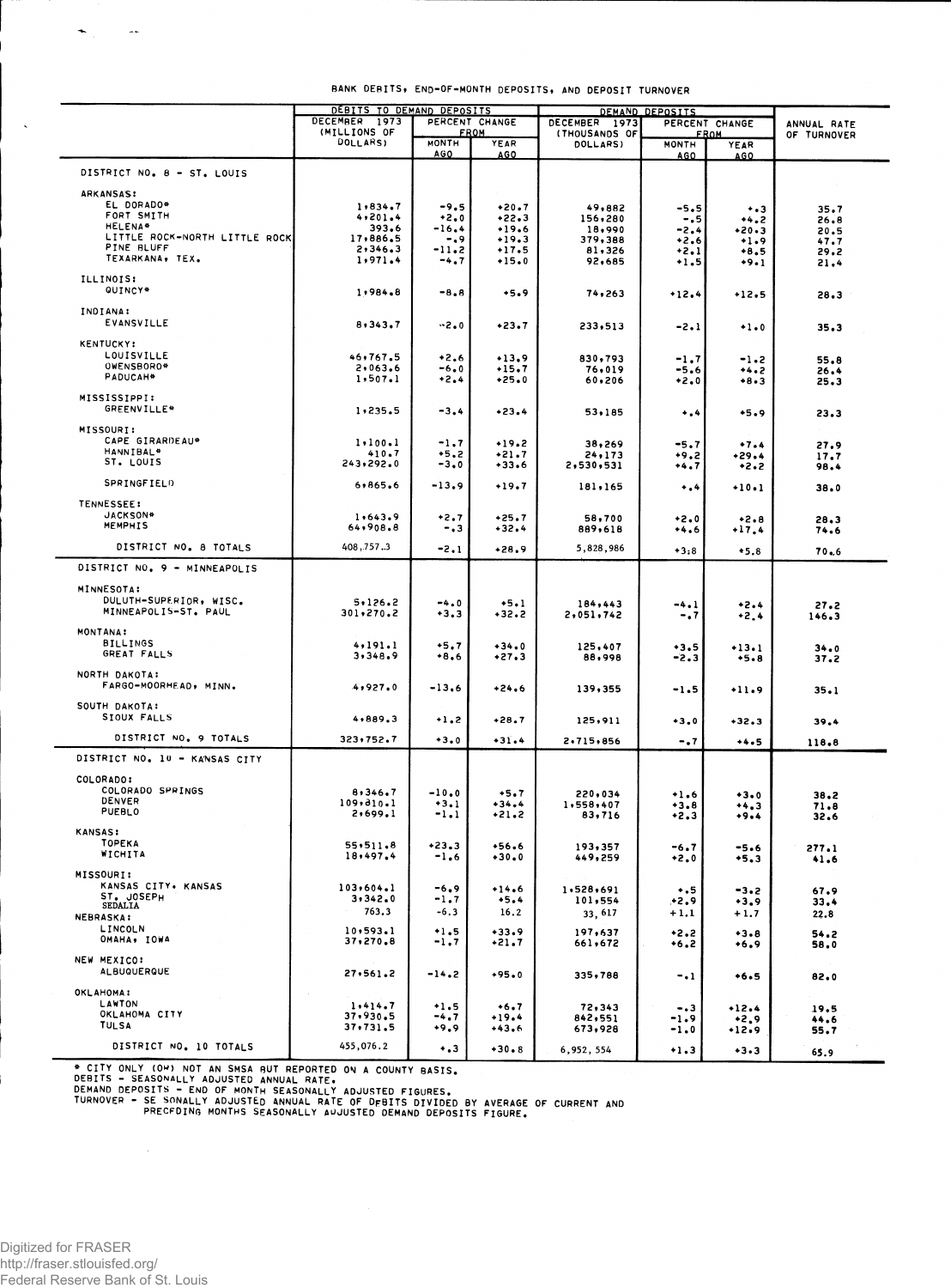BANK DEBITS, END-OF-MONTH DEPOSITS, AND DEPOSIT TURNOVER

| | DEBITS TO DEMAND DEPOSITS | | | DEMAND DEPOSITS | | | ANNUAL RATE OF TURNOVER |
|---|---|---|---|---|---|---|---|
| | DECEMBER 1973 (MILLIONS OF DOLLARS) | PERCENT CHANGE FROM | | DECEMBER 1973 (THOUSANDS OF DOLLARS) | PERCENT CHANGE FROM | | |
| | | MONTH AGO | YEAR AGO | | MONTH AGO | YEAR AGO | |
| DISTRICT NO. 8 - ST. LOUIS | | | | | | | |
| ARKANSAS: | | | | | | | |
| EL DORADO* | 1,834.7 | -9.5 | +20.7 | 49,882 | -5.5 | +.3 | 35.7 |
| FORT SMITH | 4,201.4 | +2.0 | +22.3 | 156,280 | -.5 | +4.2 | 26.8 |
| HELENA* | 393.6 | -16.4 | +19.6 | 18,990 | -2.4 | +20.3 | 20.5 |
| LITTLE ROCK-NORTH LITTLE ROCK | 17,886.5 | -.9 | +19.3 | 379,388 | +2.6 | +1.9 | 47.7 |
| PINE BLUFF | 2,346.3 | -11.2 | +17.5 | 81,326 | +2.1 | +8.5 | 29.2 |
| TEXARKANA, TEX. | 1,971.4 | -4.7 | +15.0 | 92,685 | +1.5 | +9.1 | 21.4 |
| ILLINOIS: | | | | | | | |
| QUINCY* | 1,984.8 | -8.8 | +5.9 | 74,263 | +12.4 | +12.5 | 28.3 |
| INDIANA: | | | | | | | |
| EVANSVILLE | 8,343.7 | -2.0 | +23.7 | 233,513 | -2.1 | +1.0 | 35.3 |
| KENTUCKY: | | | | | | | |
| LOUISVILLE | 46,767.5 | +2.6 | +13.9 | 830,793 | -1.7 | -1.2 | 55.8 |
| OWENSBORO* | 2,063.6 | -6.0 | +15.7 | 76,019 | -5.6 | +4.2 | 26.4 |
| PADUCAH* | 1,507.1 | +2.4 | +25.0 | 60,206 | +2.0 | +8.3 | 25.3 |
| MISSISSIPPI: | | | | | | | |
| GREENVILLE* | 1,235.5 | -3.4 | +23.4 | 53,185 | +.4 | +5.9 | 23.3 |
| MISSOURI: | | | | | | | |
| CAPE GIRARDEAU* | 1,100.1 | -1.7 | +19.2 | 38,269 | -5.7 | +7.4 | 27.9 |
| HANNIBAL* | 410.7 | +5.2 | +21.7 | 24,173 | +9.2 | +29.4 | 17.7 |
| ST. LOUIS | 243,292.0 | -3.0 | +33.6 | 2,530,531 | +4.7 | +2.2 | 98.4 |
| SPRINGFIELD | 6,865.6 | -13.9 | +19.7 | 181,165 | +.4 | +10.1 | 38.0 |
| TENNESSEE: | | | | | | | |
| JACKSON* | 1,643.9 | +2.7 | +25.7 | 58,700 | +2.0 | +2.8 | 28.3 |
| MEMPHIS | 64,908.8 | -.3 | +32.4 | 889,618 | +4.6 | +17.4 | 74.6 |
| DISTRICT NO. 8 TOTALS | 408,757.3 | -2.1 | +28.9 | 5,828,986 | +3.8 | +5.8 | 70.6 |
| DISTRICT NO. 9 - MINNEAPOLIS | | | | | | | |
| MINNESOTA: | | | | | | | |
| DULUTH-SUPERIOR, WISC. | 5,126.2 | -4.0 | +5.1 | 184,443 | -4.1 | +2.4 | 27.2 |
| MINNEAPOLIS-ST. PAUL | 301,270.2 | +3.3 | +32.2 | 2,051,742 | -.7 | +2.4 | 146.3 |
| MONTANA: | | | | | | | |
| BILLINGS | 4,191.1 | +5.7 | +34.0 | 125,407 | +3.5 | +13.1 | 34.0 |
| GREAT FALLS | 3,348.9 | +8.6 | +27.3 | 88,998 | -2.3 | +5.8 | 37.2 |
| NORTH DAKOTA: | | | | | | | |
| FARGO-MOORHEAD, MINN. | 4,927.0 | -13.6 | +24.6 | 139,355 | -1.5 | +11.9 | 35.1 |
| SOUTH DAKOTA: | | | | | | | |
| SIOUX FALLS | 4,889.3 | +1.2 | +28.7 | 125,911 | +3.0 | +32.3 | 39.4 |
| DISTRICT NO. 9 TOTALS | 323,752.7 | +3.0 | +31.4 | 2,715,856 | -.7 | +4.5 | 118.8 |
| DISTRICT NO. 10 - KANSAS CITY | | | | | | | |
| COLORADO: | | | | | | | |
| COLORADO SPRINGS | 8,346.7 | -10.0 | +5.7 | 220,034 | +1.6 | +3.0 | 38.2 |
| DENVER | 109,810.1 | +3.1 | +34.4 | 1,558,407 | +3.8 | +4.3 | 71.8 |
| PUEBLO | 2,699.1 | -1.1 | +21.2 | 83,716 | +2.3 | +9.4 | 32.6 |
| KANSAS: | | | | | | | |
| TOPEKA | 55,511.8 | +23.3 | +56.6 | 193,357 | -6.7 | -5.6 | 277.1 |
| WICHITA | 18,497.4 | -1.6 | +30.0 | 449,259 | +2.0 | +5.3 | 41.6 |
| MISSOURI: | | | | | | | |
| KANSAS CITY, KANSAS | 103,604.1 | -6.9 | +14.6 | 1,528,691 | +.5 | -3.2 | 67.9 |
| ST. JOSEPH | 3,342.0 | -1.7 | +5.4 | 101,554 | +2.9 | +3.9 | 33.4 |
| SEDALIA | 763.3 | -6.3 | 16.2 | 33,617 | +1.1 | +1.7 | 22.8 |
| NEBRASKA: | | | | | | | |
| LINCOLN | 10,593.1 | +1.5 | +33.9 | 197,637 | +2.2 | +3.8 | 54.2 |
| OMAHA, IOWA | 37,270.8 | -1.7 | +21.7 | 661,672 | +6.2 | +6.9 | 58.0 |
| NEW MEXICO: | | | | | | | |
| ALBUQUERQUE | 27,561.2 | -14.2 | +95.0 | 335,788 | -.1 | +6.5 | 82.0 |
| OKLAHOMA: | | | | | | | |
| LAWTON | 1,414.7 | +1.5 | +6.7 | 72,343 | -.3 | +12.4 | 19.5 |
| OKLAHOMA CITY | 37,930.5 | -4.7 | +19.4 | 842,551 | -1.9 | +2.9 | 44.6 |
| TULSA | 37,731.5 | +9.9 | +43.6 | 673,928 | -1.0 | +12.9 | 55.7 |
| DISTRICT NO. 10 TOTALS | 455,076.2 | +.3 | +30.8 | 6,952,554 | +1.3 | +3.3 | 65.9 |

* CITY ONLY (OR) NOT AN SMSA BUT REPORTED ON A COUNTY BASIS.
DEBITS - SEASONALLY ADJUSTED ANNUAL RATE.
DEMAND DEPOSITS - END OF MONTH SEASONALLY ADJUSTED FIGURES.
TURNOVER - SEASONALLY ADJUSTED ANNUAL RATE OF DEBITS DIVIDED BY AVERAGE OF CURRENT AND PRECEDING MONTHS SEASONALLY ADJUSTED DEMAND DEPOSITS FIGURE.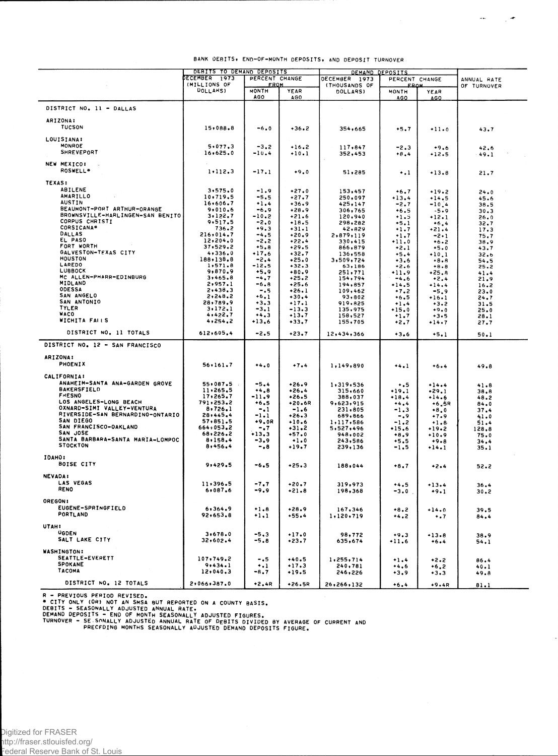BANK DEBITS, END-OF-MONTH DEPOSITS, AND DEPOSIT TURNOVER

| | DEBITS TO DEMAND DEPOSITS | | | DEMAND DEPOSITS | | | ANNUAL RATE OF TURNOVER |
|---|---|---|---|---|---|---|---|
| | DECEMBER 1973 (MILLIONS OF DOLLARS) | PERCENT CHANGE FROM | | DECEMBER 1973 (THOUSANDS OF DOLLARS) | PERCENT CHANGE FROM | | |
| | | MONTH AGO | YEAR AGO | | MONTH AGO | YEAR AGO | |
| DISTRICT NO. 11 - DALLAS | | | | | | | |
| ARIZONA: | | | | | | | |
| TUCSON | 15,088.8 | -6.0 | +36.2 | 354,665 | +5.7 | +11.0 | 43.7 |
| LOUISIANA: | | | | | | | |
| MONROE | 5,077.3 | -3.2 | +16.2 | 117,847 | -2.3 | +9.6 | 42.6 |
| SHREVEPORT | 16,625.0 | -10.4 | +10.1 | 352,453 | +8.4 | +12.5 | 49.1 |
| NEW MEXICO: | | | | | | | |
| ROSWELL* | 1,112.3 | -17.1 | +9.0 | 51,285 | +.1 | +13.8 | 21.7 |
| TEXAS: | | | | | | | |
| ABILENE | 3,575.0 | -1.9 | +27.0 | 153,457 | +6.7 | +19.2 | 24.0 |
| AMARILLO | 10,719.5 | -5.5 | +27.7 | 250,097 | +13.4 | +14.5 | 45.6 |
| AUSTIN | 16,606.7 | +1.4 | +36.9 | 425,147 | -2.7 | -10.4 | 38.5 |
| BEAUMONT-PORT ARTHUR-ORANGE | 9,010.6 | -6.9 | +28.9 | 306,765 | +6.5 | -5.9 | 30.3 |
| BROWNSVILLE-HARLINGEN-SAN BENITO | 3,122.7 | -10.2 | +21.6 | 120,940 | +1.5 | +12.1 | 26.0 |
| CORPUS CHRISTI | 9,517.5 | -2.0 | +18.5 | 298,282 | +5.1 | +6.4 | 32.7 |
| CORSICANA* | 736.2 | +9.3 | +31.1 | 42,829 | +1.7 | +21.4 | 17.3 |
| DALLAS | 216,014.7 | -4.5 | +20.9 | 2,879,119 | +1.7 | -2.1 | 75.7 |
| EL PASO | 12,204.0 | -2.2 | +22.4 | 330,415 | +11.0 | +6.2 | 38.9 |
| FORT WORTH | 37,529.2 | +5.8 | +29.5 | 866,879 | +2.1 | +5.0 | 43.7 |
| GALVESTON-TEXAS CITY | 4,336.0 | +17.6 | +32.7 | 136,558 | +5.4 | +10.1 | 32.6 |
| HOUSTON | 188,138.8 | -2.4 | +25.0 | 3,509,724 | +3.6 | +8.8 | 54.5 |
| LAREDO | 1,571.8 | -12.5 | +32.3 | 63,186 | +2.6 | +8.8 | 25.2 |
| LUBBOCK | 9,870.9 | +5.9 | +80.9 | 251,771 | +11.9 | +25.8 | 41.4 |
| MC ALLEN-PHARR-EDINBURG | 3,465.8 | -4.7 | +25.2 | 154,794 | -4.6 | +2.4 | 21.9 |
| MIDLAND | 2,957.1 | -6.8 | +25.6 | 194,857 | +14.5 | +14.4 | 16.2 |
| ODESSA | 2,438.3 | -.5 | +26.1 | 109,462 | +7.2 | -5.9 | 23.0 |
| SAN ANGELO | 2,248.2 | +6.1 | +30.4 | 93,802 | +6.5 | +16.1 | 24.7 |
| SAN ANTONIO | 28,789.9 | +3.3 | +17.1 | 919,825 | +1.4 | +3.2 | 31.5 |
| TYLER | 3,172.1 | -3.1 | -13.3 | 135,975 | +15.0 | +9.0 | 25.0 |
| WACO | 4,422.7 | +4.3 | +13.7 | 158,527 | +1.7 | +3.5 | 28.1 |
| WICHITA FALLS | 4,254.2 | +13.6 | +33.7 | 155,705 | +2.7 | +14.7 | 27.7 |
| DISTRICT NO. 11 TOTALS | 612,605.4 | -2.5 | +23.7 | 12,434,366 | +3.6 | +5.1 | 50.1 |
| DISTRICT NO. 12 - SAN FRANCISCO | | | | | | | |
| ARIZONA: | | | | | | | |
| PHOENIX | 56,161.7 | +4.0 | +7.4 | 1,149,890 | +4.1 | +6.4 | 49.8 |
| CALIFORNIA: | | | | | | | |
| ANAHEIM-SANTA ANA-GARDEN GROVE | 55,087.5 | -5.4 | +26.9 | 1,319,536 | +.5 | +14.4 | 41.8 |
| BAKERSFIELD | 11,265.5 | +4.8 | +26.4 | 315,660 | +19.1 | +29.1 | 38.8 |
| FRESNO | 17,265.7 | -11.9 | +26.5 | 388,037 | +18.4 | +14.6 | 48.2 |
| LOS ANGELES-LONG BEACH | 791,253.2 | +6.5 | +20.6R | 9,623,915 | +4.4 | +6.5R | 84.0 |
| OXNARD-SIMI VALLEY-VENTURA | 8,726.1 | -.1 | -1.6 | 231,805 | -1.3 | +8.0 | 37.4 |
| RIVERSIDE-SAN BERNARDINO-ONTARIO | 28,445.4 | -1.1 | +26.3 | 689,866 | -.9 | +7.9 | 41.0 |
| SAN DIEGO | 57,851.5 | +9.0R | +10.6 | 1,117,586 | -1.2 | +1.8 | 51.4 |
| SAN FRANCISCO-OAKLAND | 664,053.2 | -.7 | +31.2 | 5,527,496 | +15.6 | +19.2 | 128.8 |
| SAN JOSE | 68,226.2 | +13.3 | +57.0 | 948,002 | +8.9 | +10.9 | 75.0 |
| SANTA BARBARA-SANTA MARIA-LOMPOC | 8,158.4 | -3.9 | +1.0 | 243,586 | +5.5 | +9.8 | 34.4 |
| STOCKTON | 8,456.4 | -.8 | +19.7 | 239,136 | -1.5 | +14.1 | 35.1 |
| IDAHO: | | | | | | | |
| BOISE CITY | 9,429.5 | -6.5 | +25.3 | 188,044 | +8.7 | +2.4 | 52.2 |
| NEVADA: | | | | | | | |
| LAS VEGAS | 11,396.5 | -7.7 | +20.7 | 319,973 | +4.5 | +13.4 | 36.4 |
| RENO | 6,087.6 | -9.9 | +21.8 | 198,368 | -3.0 | +9.1 | 30.2 |
| OREGON: | | | | | | | |
| EUGENE-SPRINGFIELD | 6,364.9 | +1.8 | +28.9 | 167,346 | +8.2 | +14.0 | 39.5 |
| PORTLAND | 92,653.8 | +1.1 | +55.4 | 1,120,719 | +4.2 | +.7 | 84.4 |
| UTAH: | | | | | | | |
| OGDEN | 3,678.0 | -5.3 | +17.0 | 98,772 | +9.3 | +13.8 | 38.9 |
| SALT LAKE CITY | 32,602.4 | -5.8 | +23.7 | 635,674 | +11.6 | +6.4 | 54.1 |
| WASHINGTON: | | | | | | | |
| SEATTLE-EVERETT | 107,749.2 | -.5 | +40.5 | 1,255,714 | +1.4 | +2.2 | 86.4 |
| SPOKANE | 9,434.1 | +.1 | +17.3 | 240,781 | +4.6 | +6.2 | 40.1 |
| TACOMA | 12,040.3 | -8.7 | +19.5 | 246,226 | +3.9 | +3.3 | 49.8 |
| DISTRICT NO. 12 TOTALS | 2,066,387.0 | +2.4R | +26.5R | 26,266,132 | +6.4 | +9.4R | 81.1 |

R - PREVIOUS PERIOD REVISED.
* CITY ONLY (OR) NOT AN SMSA BUT REPORTED ON A COUNTY BASIS.
DEBITS - SEASONALLY ADJUSTED ANNUAL RATE.
DEMAND DEPOSITS - END OF MONTH SEASONALLY ADJUSTED FIGURES.
TURNOVER - SEASONALLY ADJUSTED ANNUAL RATE OF DEBITS DIVIDED BY AVERAGE OF CURRENT AND PRECEDING MONTHS SEASONALLY ADJUSTED DEMAND DEPOSITS FIGURE.